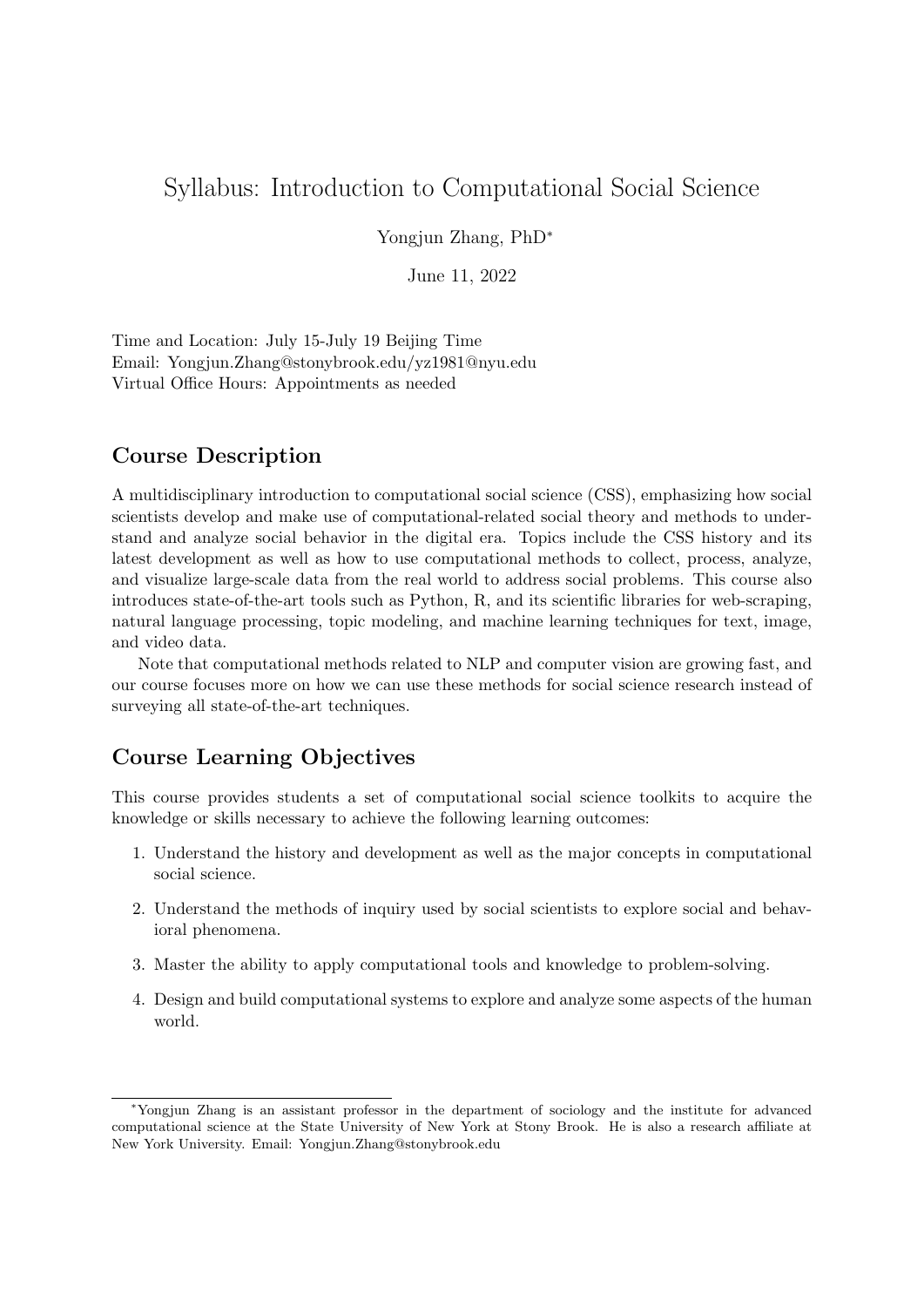# Syllabus: Introduction to Computational Social Science

Yongjun Zhang, PhD[*]

June 11, 2022

Time and Location: July 15-July 19 Beijing Time
Email: Yongjun.Zhang@stonybrook.edu/yz1981@nyu.edu
Virtual Office Hours: Appointments as needed

## Course Description

A multidisciplinary introduction to computational social science (CSS), emphasizing how social scientists develop and make use of computational-related social theory and methods to understand and analyze social behavior in the digital era. Topics include the CSS history and its latest development as well as how to use computational methods to collect, process, analyze, and visualize large-scale data from the real world to address social problems. This course also introduces state-of-the-art tools such as Python, R, and its scientific libraries for web-scraping, natural language processing, topic modeling, and machine learning techniques for text, image, and video data.

Note that computational methods related to NLP and computer vision are growing fast, and our course focuses more on how we can use these methods for social science research instead of surveying all state-of-the-art techniques.

## Course Learning Objectives

This course provides students a set of computational social science toolkits to acquire the knowledge or skills necessary to achieve the following learning outcomes:

1. Understand the history and development as well as the major concepts in computational social science.
2. Understand the methods of inquiry used by social scientists to explore social and behavioral phenomena.
3. Master the ability to apply computational tools and knowledge to problem-solving.
4. Design and build computational systems to explore and analyze some aspects of the human world.

---

[*] Yongjun Zhang is an assistant professor in the department of sociology and the institute for advanced computational science at the State University of New York at Stony Brook. He is also a research affiliate at New York University. Email: Yongjun.Zhang@stonybrook.edu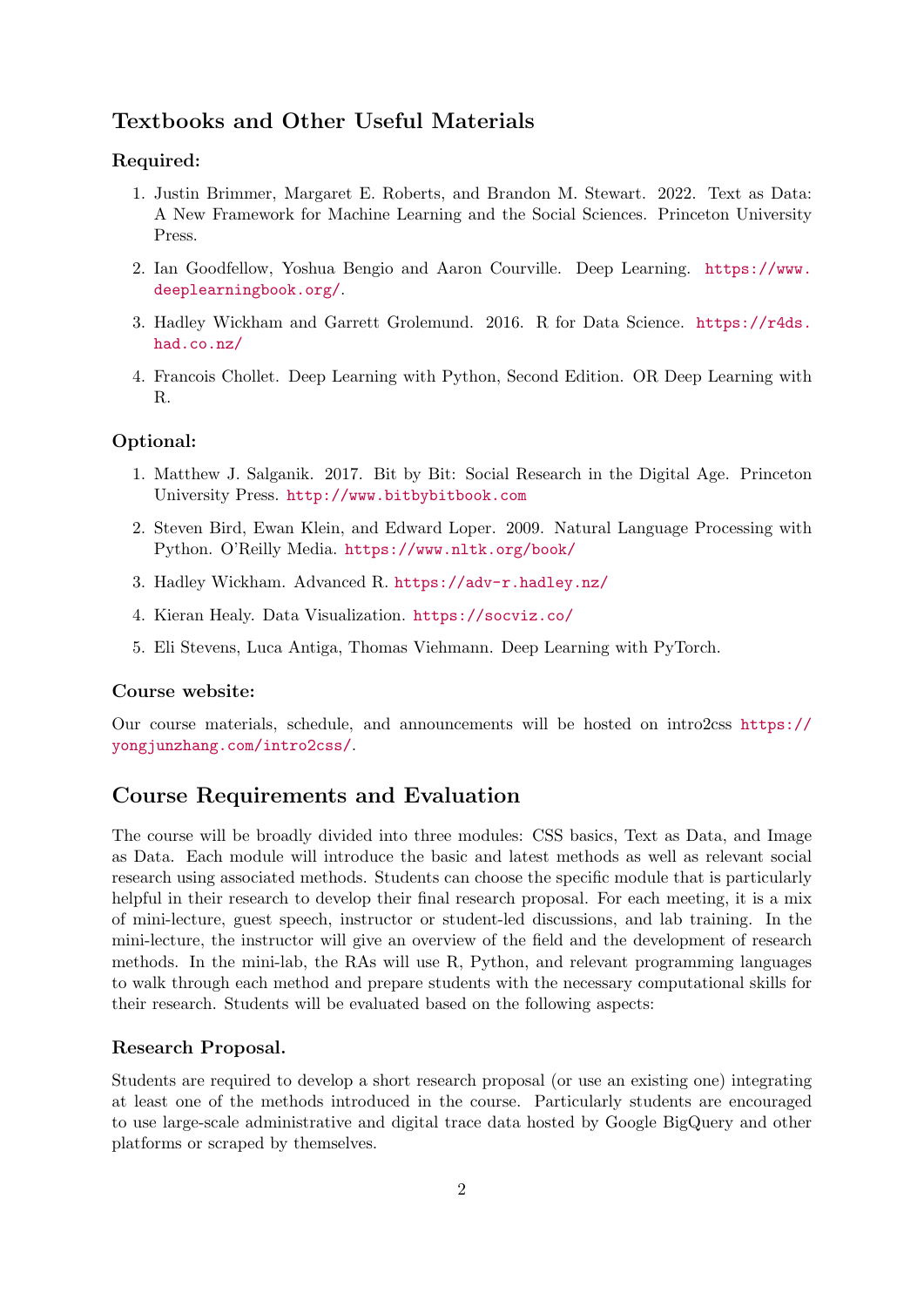## Textbooks and Other Useful Materials

### Required:

1. Justin Brimmer, Margaret E. Roberts, and Brandon M. Stewart. 2022. Text as Data: A New Framework for Machine Learning and the Social Sciences. Princeton University Press.
2. Ian Goodfellow, Yoshua Bengio and Aaron Courville. Deep Learning. https://www.deeplearningbook.org/.
3. Hadley Wickham and Garrett Grolemund. 2016. R for Data Science. https://r4ds.had.co.nz/
4. Francois Chollet. Deep Learning with Python, Second Edition. OR Deep Learning with R.

### Optional:

1. Matthew J. Salganik. 2017. Bit by Bit: Social Research in the Digital Age. Princeton University Press. http://www.bitbybitbook.com
2. Steven Bird, Ewan Klein, and Edward Loper. 2009. Natural Language Processing with Python. O'Reilly Media. https://www.nltk.org/book/
3. Hadley Wickham. Advanced R. https://adv-r.hadley.nz/
4. Kieran Healy. Data Visualization. https://socviz.co/
5. Eli Stevens, Luca Antiga, Thomas Viehmann. Deep Learning with PyTorch.

### Course website:

Our course materials, schedule, and announcements will be hosted on intro2css https://yongjunzhang.com/intro2css/.

## Course Requirements and Evaluation

The course will be broadly divided into three modules: CSS basics, Text as Data, and Image as Data. Each module will introduce the basic and latest methods as well as relevant social research using associated methods. Students can choose the specific module that is particularly helpful in their research to develop their final research proposal. For each meeting, it is a mix of mini-lecture, guest speech, instructor or student-led discussions, and lab training. In the mini-lecture, the instructor will give an overview of the field and the development of research methods. In the mini-lab, the RAs will use R, Python, and relevant programming languages to walk through each method and prepare students with the necessary computational skills for their research. Students will be evaluated based on the following aspects:

### Research Proposal.

Students are required to develop a short research proposal (or use an existing one) integrating at least one of the methods introduced in the course. Particularly students are encouraged to use large-scale administrative and digital trace data hosted by Google BigQuery and other platforms or scraped by themselves.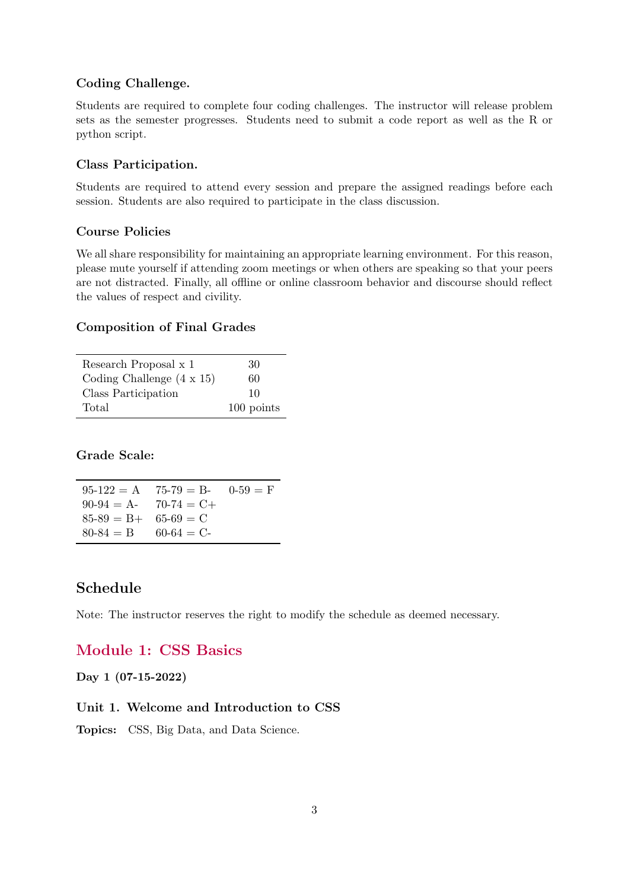### Coding Challenge.

Students are required to complete four coding challenges. The instructor will release problem sets as the semester progresses. Students need to submit a code report as well as the R or python script.

### Class Participation.

Students are required to attend every session and prepare the assigned readings before each session. Students are also required to participate in the class discussion.

### Course Policies

We all share responsibility for maintaining an appropriate learning environment. For this reason, please mute yourself if attending zoom meetings or when others are speaking so that your peers are not distracted. Finally, all offline or online classroom behavior and discourse should reflect the values of respect and civility.

### Composition of Final Grades

| | |
|---|---|
| Research Proposal x 1 | 30 |
| Coding Challenge (4 x 15) | 60 |
| Class Participation | 10 |
| Total | 100 points |

### Grade Scale:

| | | |
|---|---|---|
| 95-122 = A | 75-79 = B- | 0-59 = F |
| 90-94 = A- | 70-74 = C+ | |
| 85-89 = B+ | 65-69 = C | |
| 80-84 = B | 60-64 = C- | |

## Schedule

Note: The instructor reserves the right to modify the schedule as deemed necessary.

## Module 1: CSS Basics

**Day 1 (07-15-2022)**

### Unit 1. Welcome and Introduction to CSS

**Topics:** CSS, Big Data, and Data Science.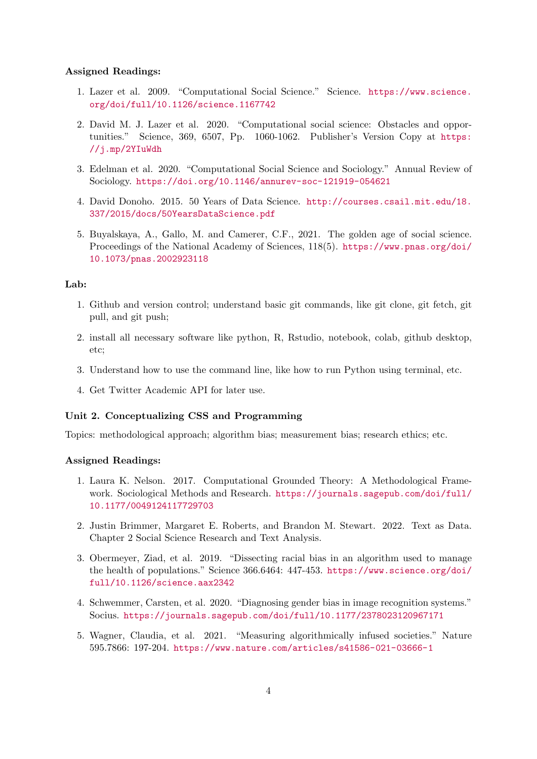**Assigned Readings:**

1. Lazer et al. 2009. "Computational Social Science." Science. https://www.science.org/doi/full/10.1126/science.1167742

2. David M. J. Lazer et al. 2020. "Computational social science: Obstacles and opportunities." Science, 369, 6507, Pp. 1060-1062. Publisher's Version Copy at https://j.mp/2YIuWdh

3. Edelman et al. 2020. "Computational Social Science and Sociology." Annual Review of Sociology. https://doi.org/10.1146/annurev-soc-121919-054621

4. David Donoho. 2015. 50 Years of Data Science. http://courses.csail.mit.edu/18.337/2015/docs/50YearsDataScience.pdf

5. Buyalskaya, A., Gallo, M. and Camerer, C.F., 2021. The golden age of social science. Proceedings of the National Academy of Sciences, 118(5). https://www.pnas.org/doi/10.1073/pnas.2002923118

**Lab:**

1. Github and version control; understand basic git commands, like git clone, git fetch, git pull, and git push;

2. install all necessary software like python, R, Rstudio, notebook, colab, github desktop, etc;

3. Understand how to use the command line, like how to run Python using terminal, etc.

4. Get Twitter Academic API for later use.

**Unit 2. Conceptualizing CSS and Programming**

Topics: methodological approach; algorithm bias; measurement bias; research ethics; etc.

**Assigned Readings:**

1. Laura K. Nelson. 2017. Computational Grounded Theory: A Methodological Framework. Sociological Methods and Research. https://journals.sagepub.com/doi/full/10.1177/0049124117729703

2. Justin Brimmer, Margaret E. Roberts, and Brandon M. Stewart. 2022. Text as Data. Chapter 2 Social Science Research and Text Analysis.

3. Obermeyer, Ziad, et al. 2019. "Dissecting racial bias in an algorithm used to manage the health of populations." Science 366.6464: 447-453. https://www.science.org/doi/full/10.1126/science.aax2342

4. Schwemmer, Carsten, et al. 2020. "Diagnosing gender bias in image recognition systems." Socius. https://journals.sagepub.com/doi/full/10.1177/2378023120967171

5. Wagner, Claudia, et al. 2021. "Measuring algorithmically infused societies." Nature 595.7866: 197-204. https://www.nature.com/articles/s41586-021-03666-1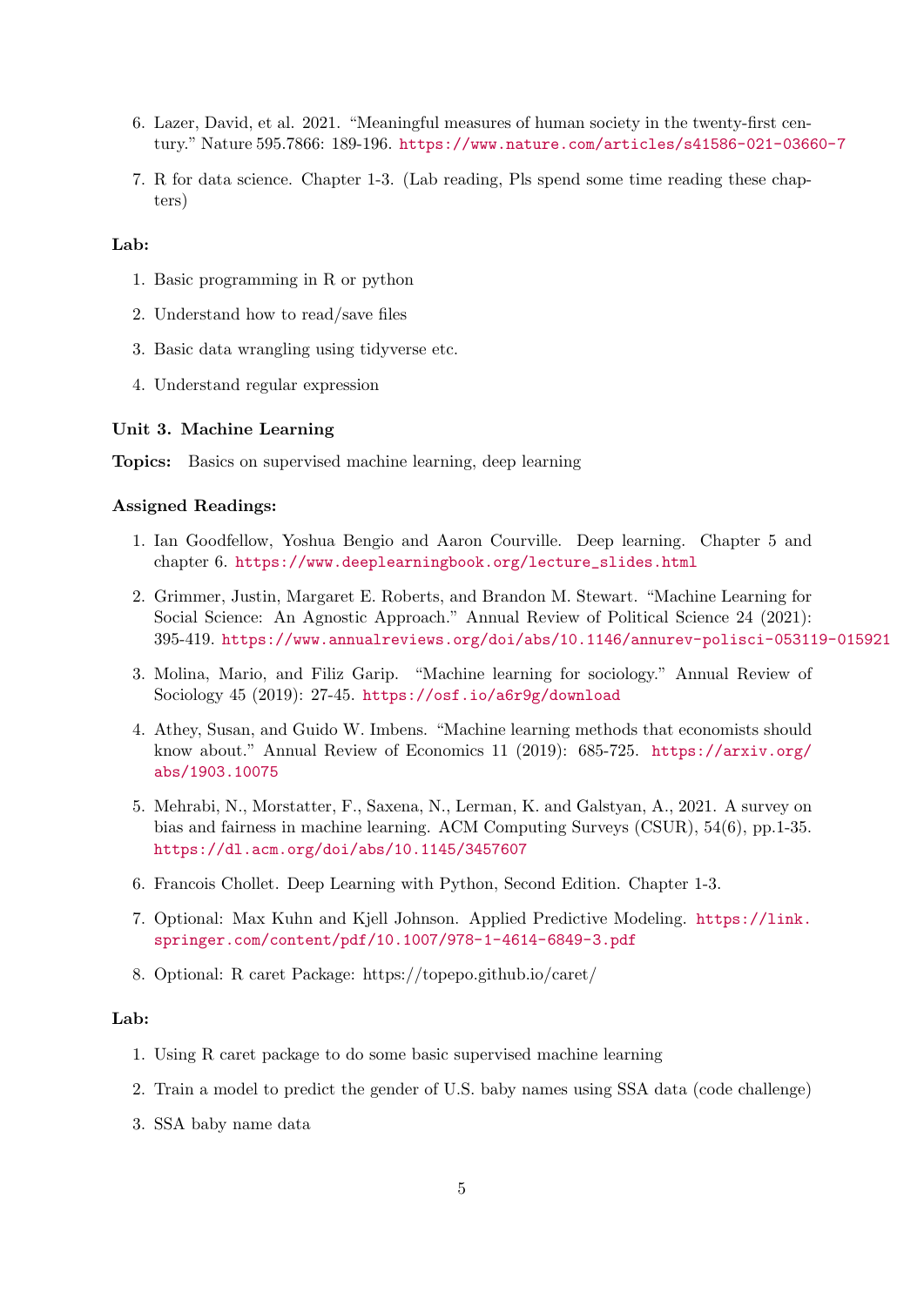6. Lazer, David, et al. 2021. "Meaningful measures of human society in the twenty-first century." Nature 595.7866: 189-196. https://www.nature.com/articles/s41586-021-03660-7

7. R for data science. Chapter 1-3. (Lab reading, Pls spend some time reading these chapters)

**Lab:**

1. Basic programming in R or python
2. Understand how to read/save files
3. Basic data wrangling using tidyverse etc.
4. Understand regular expression

**Unit 3. Machine Learning**

**Topics:** Basics on supervised machine learning, deep learning

**Assigned Readings:**

1. Ian Goodfellow, Yoshua Bengio and Aaron Courville. Deep learning. Chapter 5 and chapter 6. https://www.deeplearningbook.org/lecture_slides.html

2. Grimmer, Justin, Margaret E. Roberts, and Brandon M. Stewart. "Machine Learning for Social Science: An Agnostic Approach." Annual Review of Political Science 24 (2021): 395-419. https://www.annualreviews.org/doi/abs/10.1146/annurev-polisci-053119-015921

3. Molina, Mario, and Filiz Garip. "Machine learning for sociology." Annual Review of Sociology 45 (2019): 27-45. https://osf.io/a6r9g/download

4. Athey, Susan, and Guido W. Imbens. "Machine learning methods that economists should know about." Annual Review of Economics 11 (2019): 685-725. https://arxiv.org/abs/1903.10075

5. Mehrabi, N., Morstatter, F., Saxena, N., Lerman, K. and Galstyan, A., 2021. A survey on bias and fairness in machine learning. ACM Computing Surveys (CSUR), 54(6), pp.1-35. https://dl.acm.org/doi/abs/10.1145/3457607

6. Francois Chollet. Deep Learning with Python, Second Edition. Chapter 1-3.

7. Optional: Max Kuhn and Kjell Johnson. Applied Predictive Modeling. https://link.springer.com/content/pdf/10.1007/978-1-4614-6849-3.pdf

8. Optional: R caret Package: https://topepo.github.io/caret/

**Lab:**

1. Using R caret package to do some basic supervised machine learning
2. Train a model to predict the gender of U.S. baby names using SSA data (code challenge)
3. SSA baby name data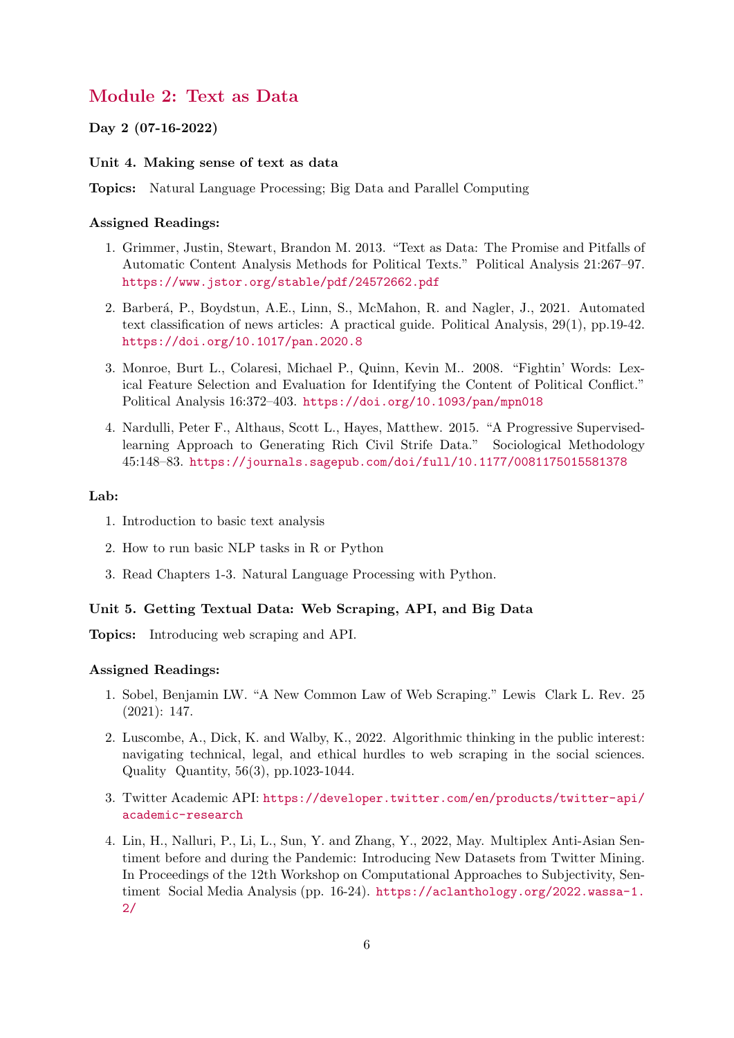## Module 2: Text as Data

**Day 2 (07-16-2022)**

**Unit 4. Making sense of text as data**

**Topics:** Natural Language Processing; Big Data and Parallel Computing

**Assigned Readings:**

1. Grimmer, Justin, Stewart, Brandon M. 2013. "Text as Data: The Promise and Pitfalls of Automatic Content Analysis Methods for Political Texts." Political Analysis 21:267–97. https://www.jstor.org/stable/pdf/24572662.pdf
2. Barberá, P., Boydstun, A.E., Linn, S., McMahon, R. and Nagler, J., 2021. Automated text classification of news articles: A practical guide. Political Analysis, 29(1), pp.19-42. https://doi.org/10.1017/pan.2020.8
3. Monroe, Burt L., Colaresi, Michael P., Quinn, Kevin M.. 2008. "Fightin' Words: Lexical Feature Selection and Evaluation for Identifying the Content of Political Conflict." Political Analysis 16:372–403. https://doi.org/10.1093/pan/mpn018
4. Nardulli, Peter F., Althaus, Scott L., Hayes, Matthew. 2015. "A Progressive Supervised-learning Approach to Generating Rich Civil Strife Data." Sociological Methodology 45:148–83. https://journals.sagepub.com/doi/full/10.1177/0081175015581378

**Lab:**

1. Introduction to basic text analysis
2. How to run basic NLP tasks in R or Python
3. Read Chapters 1-3. Natural Language Processing with Python.

**Unit 5. Getting Textual Data: Web Scraping, API, and Big Data**

**Topics:** Introducing web scraping and API.

**Assigned Readings:**

1. Sobel, Benjamin LW. "A New Common Law of Web Scraping." Lewis Clark L. Rev. 25 (2021): 147.
2. Luscombe, A., Dick, K. and Walby, K., 2022. Algorithmic thinking in the public interest: navigating technical, legal, and ethical hurdles to web scraping in the social sciences. Quality Quantity, 56(3), pp.1023-1044.
3. Twitter Academic API: https://developer.twitter.com/en/products/twitter-api/academic-research
4. Lin, H., Nalluri, P., Li, L., Sun, Y. and Zhang, Y., 2022, May. Multiplex Anti-Asian Sentiment before and during the Pandemic: Introducing New Datasets from Twitter Mining. In Proceedings of the 12th Workshop on Computational Approaches to Subjectivity, Sentiment Social Media Analysis (pp. 16-24). https://aclanthology.org/2022.wassa-1.2/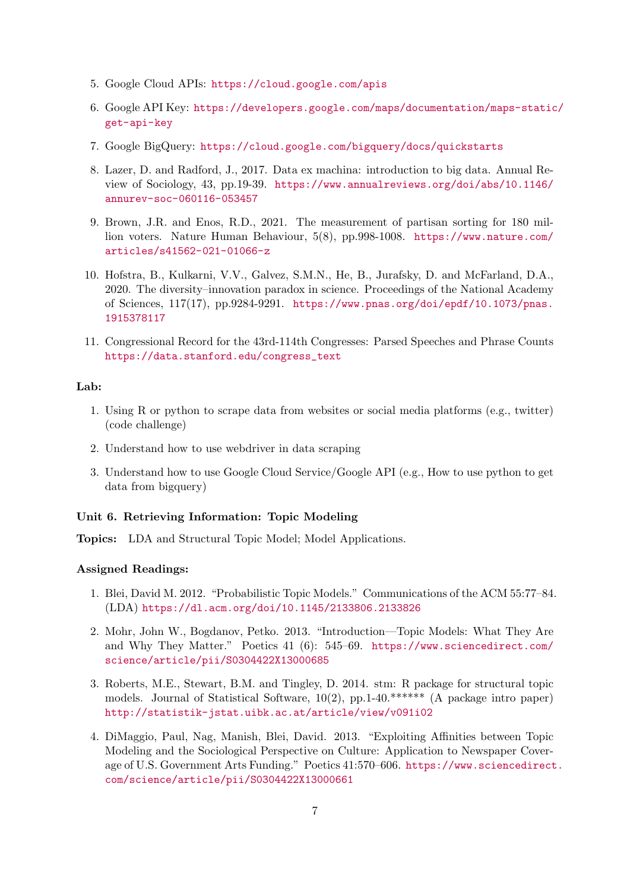5. Google Cloud APIs: https://cloud.google.com/apis
6. Google API Key: https://developers.google.com/maps/documentation/maps-static/get-api-key
7. Google BigQuery: https://cloud.google.com/bigquery/docs/quickstarts
8. Lazer, D. and Radford, J., 2017. Data ex machina: introduction to big data. Annual Review of Sociology, 43, pp.19-39. https://www.annualreviews.org/doi/abs/10.1146/annurev-soc-060116-053457
9. Brown, J.R. and Enos, R.D., 2021. The measurement of partisan sorting for 180 million voters. Nature Human Behaviour, 5(8), pp.998-1008. https://www.nature.com/articles/s41562-021-01066-z
10. Hofstra, B., Kulkarni, V.V., Galvez, S.M.N., He, B., Jurafsky, D. and McFarland, D.A., 2020. The diversity–innovation paradox in science. Proceedings of the National Academy of Sciences, 117(17), pp.9284-9291. https://www.pnas.org/doi/epdf/10.1073/pnas.1915378117
11. Congressional Record for the 43rd-114th Congresses: Parsed Speeches and Phrase Counts https://data.stanford.edu/congress_text

**Lab:**

1. Using R or python to scrape data from websites or social media platforms (e.g., twitter) (code challenge)
2. Understand how to use webdriver in data scraping
3. Understand how to use Google Cloud Service/Google API (e.g., How to use python to get data from bigquery)

**Unit 6. Retrieving Information: Topic Modeling**

**Topics:** LDA and Structural Topic Model; Model Applications.

**Assigned Readings:**

1. Blei, David M. 2012. "Probabilistic Topic Models." Communications of the ACM 55:77–84. (LDA) https://dl.acm.org/doi/10.1145/2133806.2133826
2. Mohr, John W., Bogdanov, Petko. 2013. "Introduction—Topic Models: What They Are and Why They Matter." Poetics 41 (6): 545–69. https://www.sciencedirect.com/science/article/pii/S0304422X13000685
3. Roberts, M.E., Stewart, B.M. and Tingley, D. 2014. stm: R package for structural topic models. Journal of Statistical Software, 10(2), pp.1-40.****** (A package intro paper) http://statistik-jstat.uibk.ac.at/article/view/v091i02
4. DiMaggio, Paul, Nag, Manish, Blei, David. 2013. "Exploiting Affinities between Topic Modeling and the Sociological Perspective on Culture: Application to Newspaper Coverage of U.S. Government Arts Funding." Poetics 41:570–606. https://www.sciencedirect.com/science/article/pii/S0304422X13000661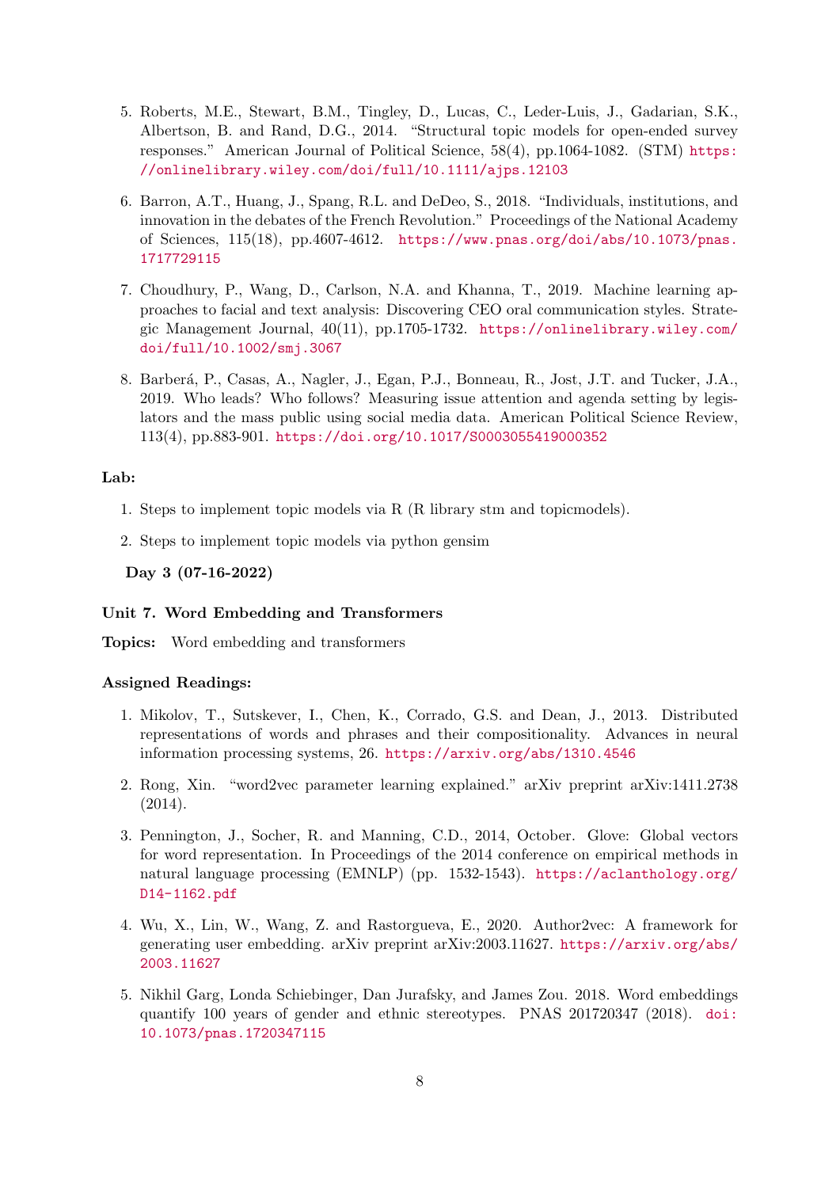5. Roberts, M.E., Stewart, B.M., Tingley, D., Lucas, C., Leder-Luis, J., Gadarian, S.K., Albertson, B. and Rand, D.G., 2014. "Structural topic models for open-ended survey responses." American Journal of Political Science, 58(4), pp.1064-1082. (STM) https://onlinelibrary.wiley.com/doi/full/10.1111/ajps.12103

6. Barron, A.T., Huang, J., Spang, R.L. and DeDeo, S., 2018. "Individuals, institutions, and innovation in the debates of the French Revolution." Proceedings of the National Academy of Sciences, 115(18), pp.4607-4612. https://www.pnas.org/doi/abs/10.1073/pnas.1717729115

7. Choudhury, P., Wang, D., Carlson, N.A. and Khanna, T., 2019. Machine learning approaches to facial and text analysis: Discovering CEO oral communication styles. Strategic Management Journal, 40(11), pp.1705-1732. https://onlinelibrary.wiley.com/doi/full/10.1002/smj.3067

8. Barberá, P., Casas, A., Nagler, J., Egan, P.J., Bonneau, R., Jost, J.T. and Tucker, J.A., 2019. Who leads? Who follows? Measuring issue attention and agenda setting by legislators and the mass public using social media data. American Political Science Review, 113(4), pp.883-901. https://doi.org/10.1017/S0003055419000352

**Lab:**

1. Steps to implement topic models via R (R library stm and topicmodels).

2. Steps to implement topic models via python gensim

**Day 3 (07-16-2022)**

**Unit 7. Word Embedding and Transformers**

**Topics:** Word embedding and transformers

**Assigned Readings:**

1. Mikolov, T., Sutskever, I., Chen, K., Corrado, G.S. and Dean, J., 2013. Distributed representations of words and phrases and their compositionality. Advances in neural information processing systems, 26. https://arxiv.org/abs/1310.4546

2. Rong, Xin. "word2vec parameter learning explained." arXiv preprint arXiv:1411.2738 (2014).

3. Pennington, J., Socher, R. and Manning, C.D., 2014, October. Glove: Global vectors for word representation. In Proceedings of the 2014 conference on empirical methods in natural language processing (EMNLP) (pp. 1532-1543). https://aclanthology.org/D14-1162.pdf

4. Wu, X., Lin, W., Wang, Z. and Rastorgueva, E., 2020. Author2vec: A framework for generating user embedding. arXiv preprint arXiv:2003.11627. https://arxiv.org/abs/2003.11627

5. Nikhil Garg, Londa Schiebinger, Dan Jurafsky, and James Zou. 2018. Word embeddings quantify 100 years of gender and ethnic stereotypes. PNAS 201720347 (2018). doi:10.1073/pnas.1720347115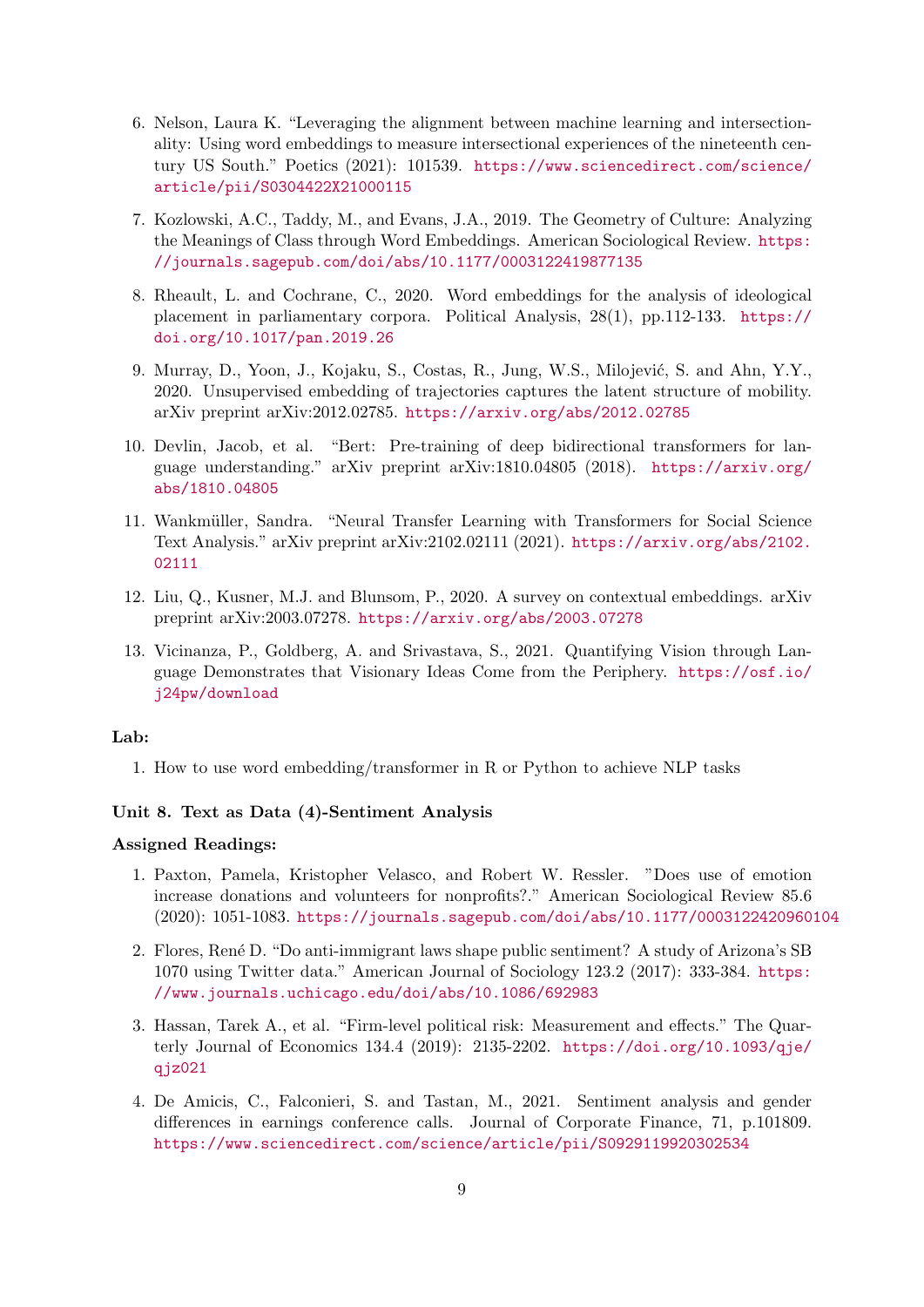6. Nelson, Laura K. “Leveraging the alignment between machine learning and intersectionality: Using word embeddings to measure intersectional experiences of the nineteenth century US South.” Poetics (2021): 101539. https://www.sciencedirect.com/science/article/pii/S0304422X21000115

7. Kozlowski, A.C., Taddy, M., and Evans, J.A., 2019. The Geometry of Culture: Analyzing the Meanings of Class through Word Embeddings. American Sociological Review. https://journals.sagepub.com/doi/abs/10.1177/0003122419877135

8. Rheault, L. and Cochrane, C., 2020. Word embeddings for the analysis of ideological placement in parliamentary corpora. Political Analysis, 28(1), pp.112-133. https://doi.org/10.1017/pan.2019.26

9. Murray, D., Yoon, J., Kojaku, S., Costas, R., Jung, W.S., Milojević, S. and Ahn, Y.Y., 2020. Unsupervised embedding of trajectories captures the latent structure of mobility. arXiv preprint arXiv:2012.02785. https://arxiv.org/abs/2012.02785

10. Devlin, Jacob, et al. “Bert: Pre-training of deep bidirectional transformers for language understanding.” arXiv preprint arXiv:1810.04805 (2018). https://arxiv.org/abs/1810.04805

11. Wankmüller, Sandra. “Neural Transfer Learning with Transformers for Social Science Text Analysis.” arXiv preprint arXiv:2102.02111 (2021). https://arxiv.org/abs/2102.02111

12. Liu, Q., Kusner, M.J. and Blunsom, P., 2020. A survey on contextual embeddings. arXiv preprint arXiv:2003.07278. https://arxiv.org/abs/2003.07278

13. Vicinanza, P., Goldberg, A. and Srivastava, S., 2021. Quantifying Vision through Language Demonstrates that Visionary Ideas Come from the Periphery. https://osf.io/j24pw/download

**Lab:**

1. How to use word embedding/transformer in R or Python to achieve NLP tasks

**Unit 8. Text as Data (4)-Sentiment Analysis**

**Assigned Readings:**

1. Paxton, Pamela, Kristopher Velasco, and Robert W. Ressler. ”Does use of emotion increase donations and volunteers for nonprofits?.” American Sociological Review 85.6 (2020): 1051-1083. https://journals.sagepub.com/doi/abs/10.1177/0003122420960104

2. Flores, René D. “Do anti-immigrant laws shape public sentiment? A study of Arizona’s SB 1070 using Twitter data.” American Journal of Sociology 123.2 (2017): 333-384. https://www.journals.uchicago.edu/doi/abs/10.1086/692983

3. Hassan, Tarek A., et al. “Firm-level political risk: Measurement and effects.” The Quarterly Journal of Economics 134.4 (2019): 2135-2202. https://doi.org/10.1093/qje/qjz021

4. De Amicis, C., Falconieri, S. and Tastan, M., 2021. Sentiment analysis and gender differences in earnings conference calls. Journal of Corporate Finance, 71, p.101809. https://www.sciencedirect.com/science/article/pii/S0929119920302534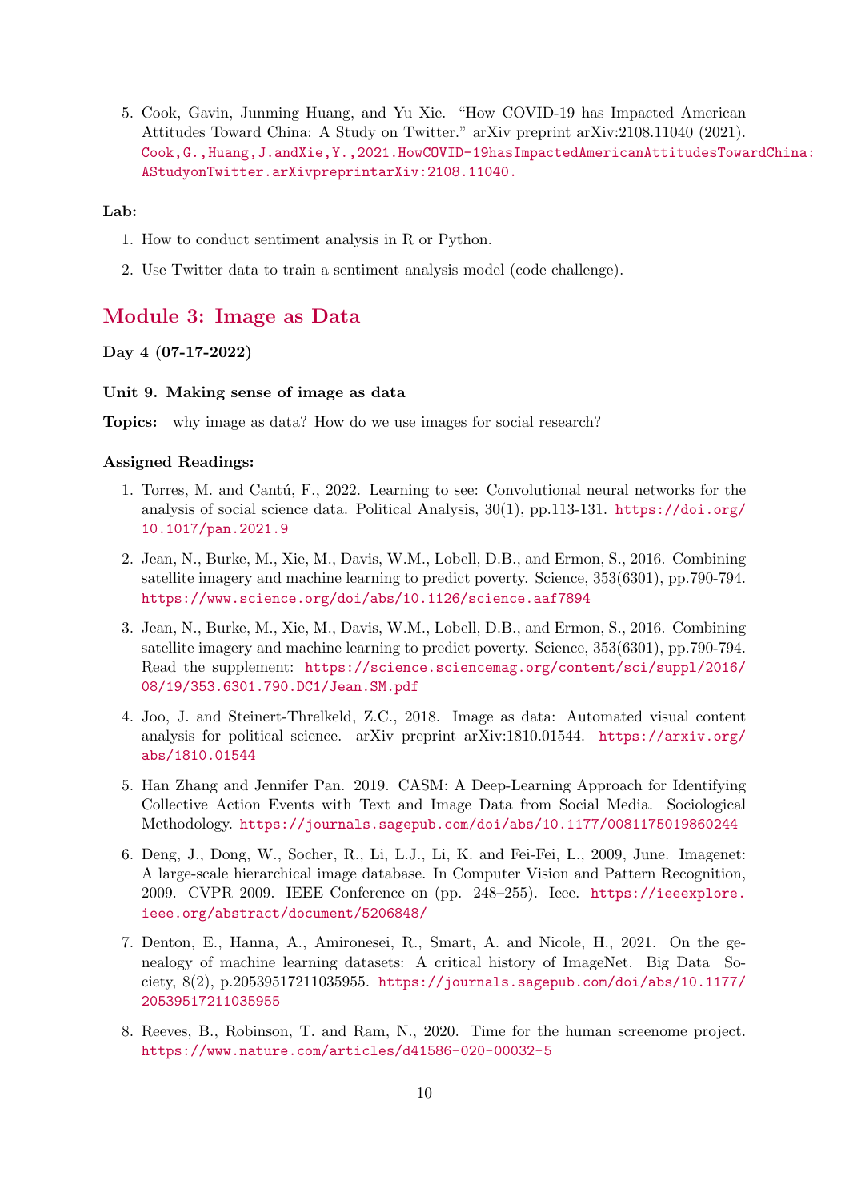5. Cook, Gavin, Junming Huang, and Yu Xie. "How COVID-19 has Impacted American Attitudes Toward China: A Study on Twitter." arXiv preprint arXiv:2108.11040 (2021). Cook,G.,Huang,J.andXie,Y.,2021.HowCOVID-19hasImpactedAmericanAttitudesTowardChina: AStudyonTwitter.arXivpreprintarXiv:2108.11040.

**Lab:**

1. How to conduct sentiment analysis in R or Python.
2. Use Twitter data to train a sentiment analysis model (code challenge).

## Module 3: Image as Data

**Day 4 (07-17-2022)**

**Unit 9. Making sense of image as data**

**Topics:** why image as data? How do we use images for social research?

**Assigned Readings:**

1. Torres, M. and Cantú, F., 2022. Learning to see: Convolutional neural networks for the analysis of social science data. Political Analysis, 30(1), pp.113-131. https://doi.org/10.1017/pan.2021.9
2. Jean, N., Burke, M., Xie, M., Davis, W.M., Lobell, D.B., and Ermon, S., 2016. Combining satellite imagery and machine learning to predict poverty. Science, 353(6301), pp.790-794. https://www.science.org/doi/abs/10.1126/science.aaf7894
3. Jean, N., Burke, M., Xie, M., Davis, W.M., Lobell, D.B., and Ermon, S., 2016. Combining satellite imagery and machine learning to predict poverty. Science, 353(6301), pp.790-794. Read the supplement: https://science.sciencemag.org/content/sci/suppl/2016/08/19/353.6301.790.DC1/Jean.SM.pdf
4. Joo, J. and Steinert-Threlkeld, Z.C., 2018. Image as data: Automated visual content analysis for political science. arXiv preprint arXiv:1810.01544. https://arxiv.org/abs/1810.01544
5. Han Zhang and Jennifer Pan. 2019. CASM: A Deep-Learning Approach for Identifying Collective Action Events with Text and Image Data from Social Media. Sociological Methodology. https://journals.sagepub.com/doi/abs/10.1177/0081175019860244
6. Deng, J., Dong, W., Socher, R., Li, L.J., Li, K. and Fei-Fei, L., 2009, June. Imagenet: A large-scale hierarchical image database. In Computer Vision and Pattern Recognition, 2009. CVPR 2009. IEEE Conference on (pp. 248–255). Ieee. https://ieeexplore.ieee.org/abstract/document/5206848/
7. Denton, E., Hanna, A., Amironesei, R., Smart, A. and Nicole, H., 2021. On the genealogy of machine learning datasets: A critical history of ImageNet. Big Data Society, 8(2), p.20539517211035955. https://journals.sagepub.com/doi/abs/10.1177/20539517211035955
8. Reeves, B., Robinson, T. and Ram, N., 2020. Time for the human screenome project. https://www.nature.com/articles/d41586-020-00032-5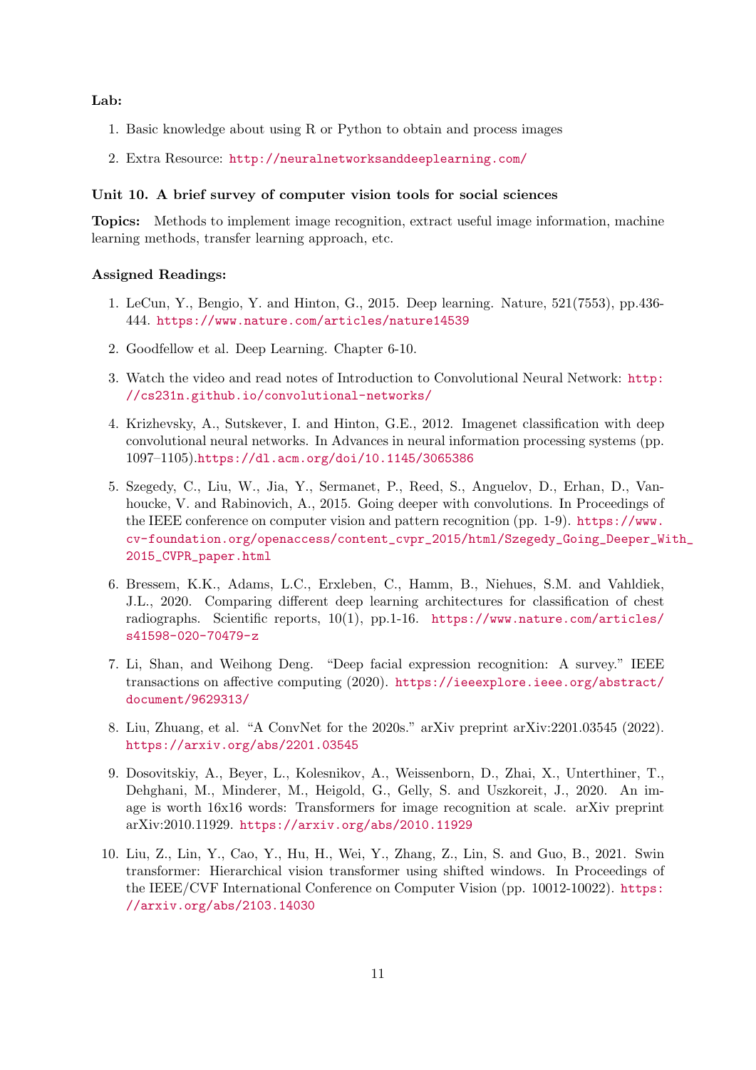**Lab:**

1. Basic knowledge about using R or Python to obtain and process images
2. Extra Resource: http://neuralnetworksanddeeplearning.com/

### Unit 10. A brief survey of computer vision tools for social sciences

**Topics:** Methods to implement image recognition, extract useful image information, machine learning methods, transfer learning approach, etc.

**Assigned Readings:**

1. LeCun, Y., Bengio, Y. and Hinton, G., 2015. Deep learning. Nature, 521(7553), pp.436-444. https://www.nature.com/articles/nature14539
2. Goodfellow et al. Deep Learning. Chapter 6-10.
3. Watch the video and read notes of Introduction to Convolutional Neural Network: http://cs231n.github.io/convolutional-networks/
4. Krizhevsky, A., Sutskever, I. and Hinton, G.E., 2012. Imagenet classification with deep convolutional neural networks. In Advances in neural information processing systems (pp. 1097–1105).https://dl.acm.org/doi/10.1145/3065386
5. Szegedy, C., Liu, W., Jia, Y., Sermanet, P., Reed, S., Anguelov, D., Erhan, D., Vanhoucke, V. and Rabinovich, A., 2015. Going deeper with convolutions. In Proceedings of the IEEE conference on computer vision and pattern recognition (pp. 1-9). https://www.cv-foundation.org/openaccess/content_cvpr_2015/html/Szegedy_Going_Deeper_With_2015_CVPR_paper.html
6. Bressem, K.K., Adams, L.C., Erxleben, C., Hamm, B., Niehues, S.M. and Vahldiek, J.L., 2020. Comparing different deep learning architectures for classification of chest radiographs. Scientific reports, 10(1), pp.1-16. https://www.nature.com/articles/s41598-020-70479-z
7. Li, Shan, and Weihong Deng. "Deep facial expression recognition: A survey." IEEE transactions on affective computing (2020). https://ieeexplore.ieee.org/abstract/document/9629313/
8. Liu, Zhuang, et al. "A ConvNet for the 2020s." arXiv preprint arXiv:2201.03545 (2022). https://arxiv.org/abs/2201.03545
9. Dosovitskiy, A., Beyer, L., Kolesnikov, A., Weissenborn, D., Zhai, X., Unterthiner, T., Dehghani, M., Minderer, M., Heigold, G., Gelly, S. and Uszkoreit, J., 2020. An image is worth 16x16 words: Transformers for image recognition at scale. arXiv preprint arXiv:2010.11929. https://arxiv.org/abs/2010.11929
10. Liu, Z., Lin, Y., Cao, Y., Hu, H., Wei, Y., Zhang, Z., Lin, S. and Guo, B., 2021. Swin transformer: Hierarchical vision transformer using shifted windows. In Proceedings of the IEEE/CVF International Conference on Computer Vision (pp. 10012-10022). https://arxiv.org/abs/2103.14030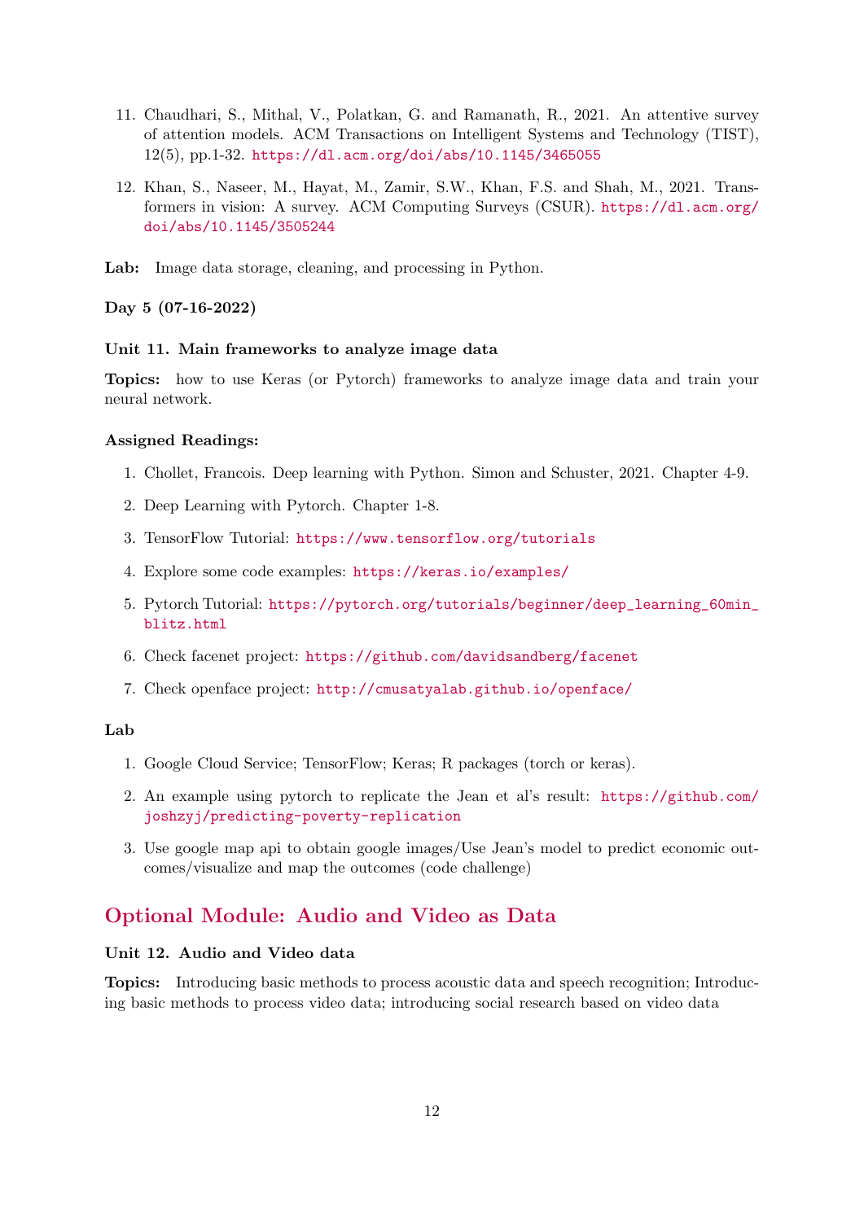11. Chaudhari, S., Mithal, V., Polatkan, G. and Ramanath, R., 2021. An attentive survey of attention models. ACM Transactions on Intelligent Systems and Technology (TIST), 12(5), pp.1-32. https://dl.acm.org/doi/abs/10.1145/3465055
12. Khan, S., Naseer, M., Hayat, M., Zamir, S.W., Khan, F.S. and Shah, M., 2021. Transformers in vision: A survey. ACM Computing Surveys (CSUR). https://dl.acm.org/doi/abs/10.1145/3505244

**Lab:** Image data storage, cleaning, and processing in Python.

### Day 5 (07-16-2022)

#### Unit 11. Main frameworks to analyze image data

**Topics:** how to use Keras (or Pytorch) frameworks to analyze image data and train your neural network.

**Assigned Readings:**

1. Chollet, Francois. Deep learning with Python. Simon and Schuster, 2021. Chapter 4-9.
2. Deep Learning with Pytorch. Chapter 1-8.
3. TensorFlow Tutorial: https://www.tensorflow.org/tutorials
4. Explore some code examples: https://keras.io/examples/
5. Pytorch Tutorial: https://pytorch.org/tutorials/beginner/deep_learning_60min_blitz.html
6. Check facenet project: https://github.com/davidsandberg/facenet
7. Check openface project: http://cmusatyalab.github.io/openface/

**Lab**

1. Google Cloud Service; TensorFlow; Keras; R packages (torch or keras).
2. An example using pytorch to replicate the Jean et al's result: https://github.com/joshzyj/predicting-poverty-replication
3. Use google map api to obtain google images/Use Jean's model to predict economic outcomes/visualize and map the outcomes (code challenge)

## Optional Module: Audio and Video as Data

#### Unit 12. Audio and Video data

**Topics:** Introducing basic methods to process acoustic data and speech recognition; Introducing basic methods to process video data; introducing social research based on video data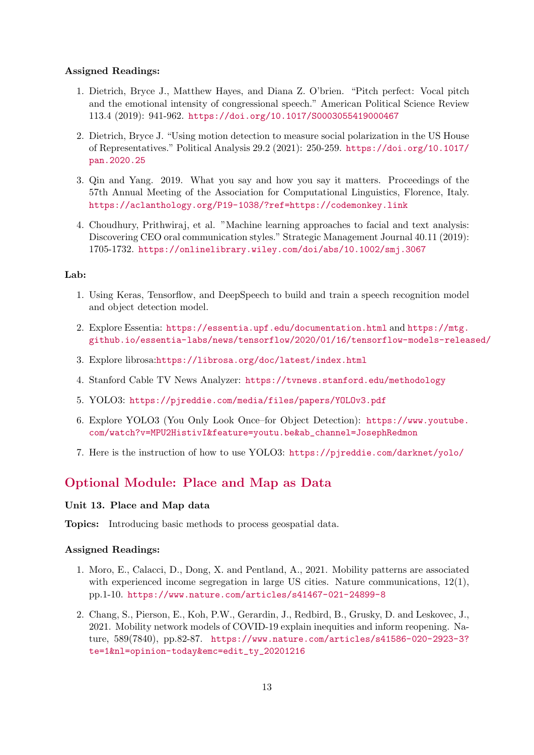**Assigned Readings:**

1. Dietrich, Bryce J., Matthew Hayes, and Diana Z. O'brien. "Pitch perfect: Vocal pitch and the emotional intensity of congressional speech." American Political Science Review 113.4 (2019): 941-962. https://doi.org/10.1017/S0003055419000467

2. Dietrich, Bryce J. "Using motion detection to measure social polarization in the US House of Representatives." Political Analysis 29.2 (2021): 250-259. https://doi.org/10.1017/pan.2020.25

3. Qin and Yang. 2019. What you say and how you say it matters. Proceedings of the 57th Annual Meeting of the Association for Computational Linguistics, Florence, Italy. https://aclanthology.org/P19-1038/?ref=https://codemonkey.link

4. Choudhury, Prithwiraj, et al. "Machine learning approaches to facial and text analysis: Discovering CEO oral communication styles." Strategic Management Journal 40.11 (2019): 1705-1732. https://onlinelibrary.wiley.com/doi/abs/10.1002/smj.3067

**Lab:**

1. Using Keras, Tensorflow, and DeepSpeech to build and train a speech recognition model and object detection model.

2. Explore Essentia: https://essentia.upf.edu/documentation.html and https://mtg.github.io/essentia-labs/news/tensorflow/2020/01/16/tensorflow-models-released/

3. Explore librosa:https://librosa.org/doc/latest/index.html

4. Stanford Cable TV News Analyzer: https://tvnews.stanford.edu/methodology

5. YOLO3: https://pjreddie.com/media/files/papers/YOLOv3.pdf

6. Explore YOLO3 (You Only Look Once–for Object Detection): https://www.youtube.com/watch?v=MPU2HistivI&feature=youtu.be&ab_channel=JosephRedmon

7. Here is the instruction of how to use YOLO3: https://pjreddie.com/darknet/yolo/

## Optional Module: Place and Map as Data

### Unit 13. Place and Map data

**Topics:** Introducing basic methods to process geospatial data.

**Assigned Readings:**

1. Moro, E., Calacci, D., Dong, X. and Pentland, A., 2021. Mobility patterns are associated with experienced income segregation in large US cities. Nature communications, 12(1), pp.1-10. https://www.nature.com/articles/s41467-021-24899-8

2. Chang, S., Pierson, E., Koh, P.W., Gerardin, J., Redbird, B., Grusky, D. and Leskovec, J., 2021. Mobility network models of COVID-19 explain inequities and inform reopening. Nature, 589(7840), pp.82-87. https://www.nature.com/articles/s41586-020-2923-3?te=1&nl=opinion-today&emc=edit_ty_20201216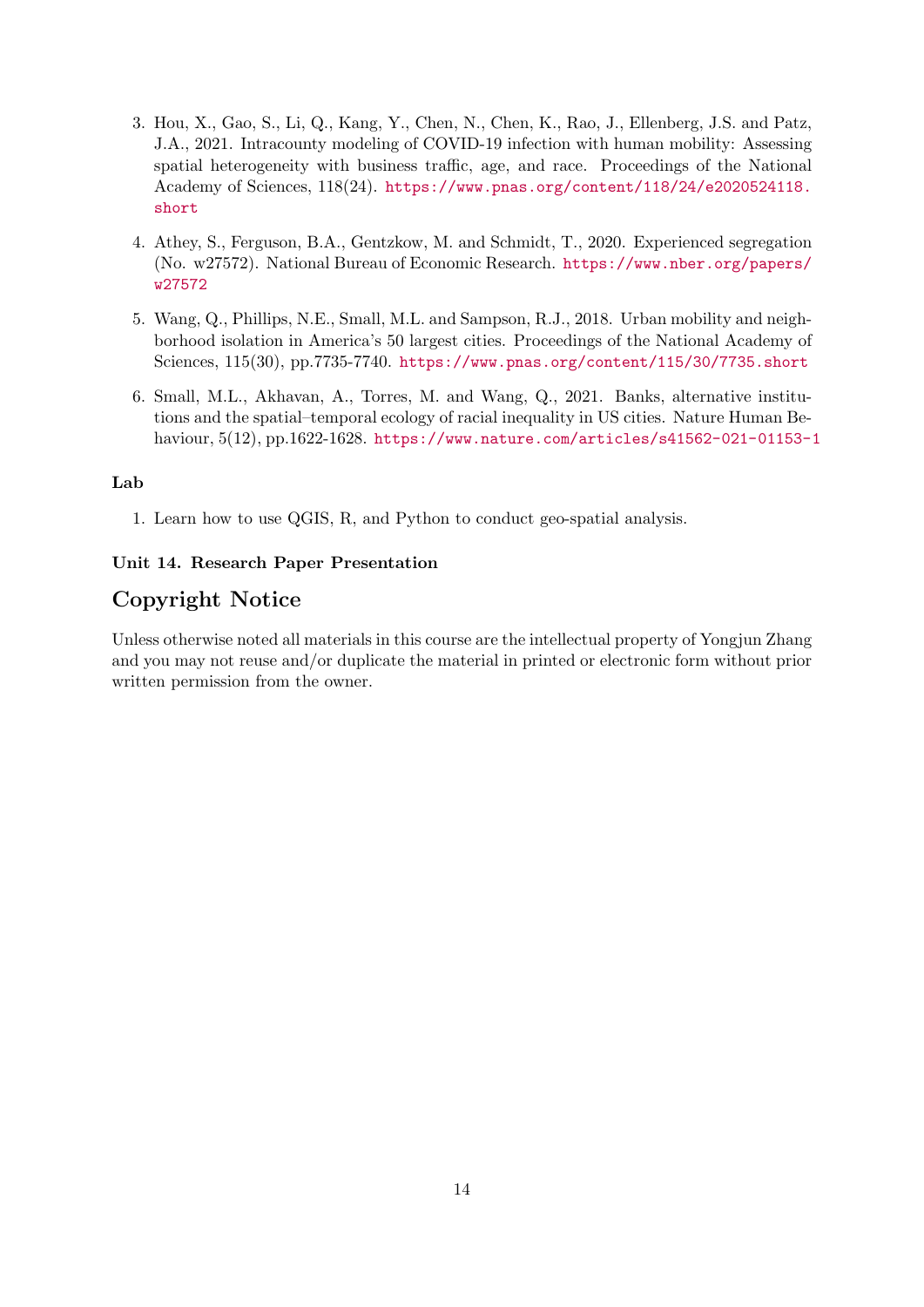3. Hou, X., Gao, S., Li, Q., Kang, Y., Chen, N., Chen, K., Rao, J., Ellenberg, J.S. and Patz, J.A., 2021. Intracounty modeling of COVID-19 infection with human mobility: Assessing spatial heterogeneity with business traffic, age, and race. Proceedings of the National Academy of Sciences, 118(24). https://www.pnas.org/content/118/24/e2020524118.short

4. Athey, S., Ferguson, B.A., Gentzkow, M. and Schmidt, T., 2020. Experienced segregation (No. w27572). National Bureau of Economic Research. https://www.nber.org/papers/w27572

5. Wang, Q., Phillips, N.E., Small, M.L. and Sampson, R.J., 2018. Urban mobility and neighborhood isolation in America's 50 largest cities. Proceedings of the National Academy of Sciences, 115(30), pp.7735-7740. https://www.pnas.org/content/115/30/7735.short

6. Small, M.L., Akhavan, A., Torres, M. and Wang, Q., 2021. Banks, alternative institutions and the spatial–temporal ecology of racial inequality in US cities. Nature Human Behaviour, 5(12), pp.1622-1628. https://www.nature.com/articles/s41562-021-01153-1

**Lab**

1. Learn how to use QGIS, R, and Python to conduct geo-spatial analysis.

**Unit 14. Research Paper Presentation**

## Copyright Notice

Unless otherwise noted all materials in this course are the intellectual property of Yongjun Zhang and you may not reuse and/or duplicate the material in printed or electronic form without prior written permission from the owner.